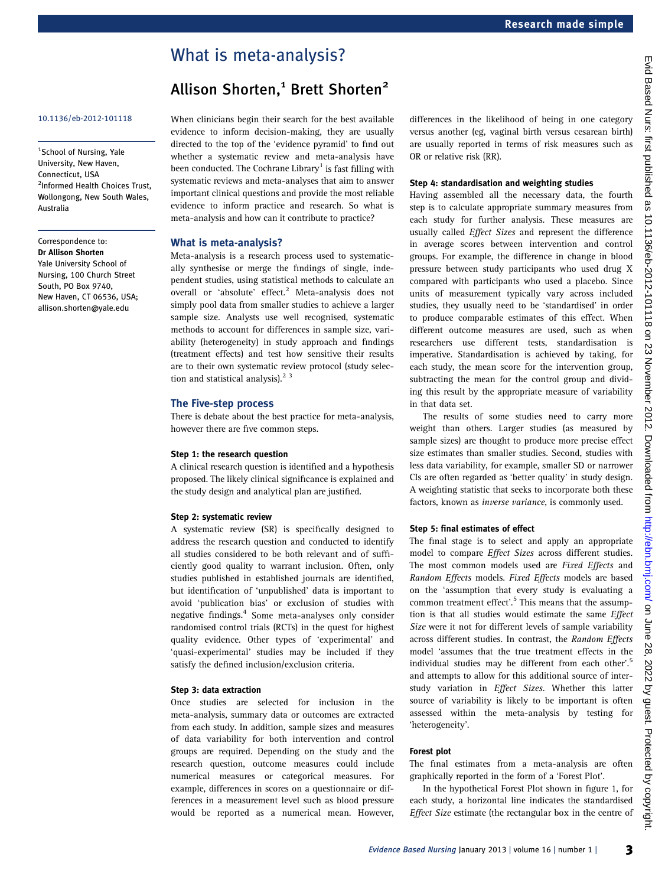# What is meta-analysis?

## Allison Shorten,[1] Brett Shorten[2]

10.1136/eb-2012-101118

[1]School of Nursing, Yale University, New Haven, Connecticut, USA
[2]Informed Health Choices Trust, Wollongong, New South Wales, Australia

Correspondence to: **Dr Allison Shorten** Yale University School of Nursing, 100 Church Street South, PO Box 9740, New Haven, CT 06536, USA; allison.shorten@yale.edu

When clinicians begin their search for the best available evidence to inform decision-making, they are usually directed to the top of the 'evidence pyramid' to find out whether a systematic review and meta-analysis have been conducted. The Cochrane Library[1] is fast filling with systematic reviews and meta-analyses that aim to answer important clinical questions and provide the most reliable evidence to inform practice and research. So what is meta-analysis and how can it contribute to practice?

## What is meta-analysis?

Meta-analysis is a research process used to systematically synthesise or merge the findings of single, independent studies, using statistical methods to calculate an overall or 'absolute' effect.[2] Meta-analysis does not simply pool data from smaller studies to achieve a larger sample size. Analysts use well recognised, systematic methods to account for differences in sample size, variability (heterogeneity) in study approach and findings (treatment effects) and test how sensitive their results are to their own systematic review protocol (study selection and statistical analysis).[2 3]

## The Five-step process

There is debate about the best practice for meta-analysis, however there are five common steps.

### Step 1: the research question

A clinical research question is identified and a hypothesis proposed. The likely clinical significance is explained and the study design and analytical plan are justified.

### Step 2: systematic review

A systematic review (SR) is specifically designed to address the research question and conducted to identify all studies considered to be both relevant and of sufficiently good quality to warrant inclusion. Often, only studies published in established journals are identified, but identification of 'unpublished' data is important to avoid 'publication bias' or exclusion of studies with negative findings.[4] Some meta-analyses only consider randomised control trials (RCTs) in the quest for highest quality evidence. Other types of 'experimental' and 'quasi-experimental' studies may be included if they satisfy the defined inclusion/exclusion criteria.

### Step 3: data extraction

Once studies are selected for inclusion in the meta-analysis, summary data or outcomes are extracted from each study. In addition, sample sizes and measures of data variability for both intervention and control groups are required. Depending on the study and the research question, outcome measures could include numerical measures or categorical measures. For example, differences in scores on a questionnaire or differences in a measurement level such as blood pressure would be reported as a numerical mean. However, differences in the likelihood of being in one category versus another (eg, vaginal birth versus cesarean birth) are usually reported in terms of risk measures such as OR or relative risk (RR).

### Step 4: standardisation and weighting studies

Having assembled all the necessary data, the fourth step is to calculate appropriate summary measures from each study for further analysis. These measures are usually called *Effect Sizes* and represent the difference in average scores between intervention and control groups. For example, the difference in change in blood pressure between study participants who used drug X compared with participants who used a placebo. Since units of measurement typically vary across included studies, they usually need to be 'standardised' in order to produce comparable estimates of this effect. When different outcome measures are used, such as when researchers use different tests, standardisation is imperative. Standardisation is achieved by taking, for each study, the mean score for the intervention group, subtracting the mean for the control group and dividing this result by the appropriate measure of variability in that data set.

The results of some studies need to carry more weight than others. Larger studies (as measured by sample sizes) are thought to produce more precise effect size estimates than smaller studies. Second, studies with less data variability, for example, smaller SD or narrower CIs are often regarded as 'better quality' in study design. A weighting statistic that seeks to incorporate both these factors, known as *inverse variance*, is commonly used.

### Step 5: final estimates of effect

The final stage is to select and apply an appropriate model to compare *Effect Sizes* across different studies. The most common models used are *Fixed Effects* and *Random Effects* models. *Fixed Effects* models are based on the 'assumption that every study is evaluating a common treatment effect'.[5] This means that the assumption is that all studies would estimate the same *Effect Size* were it not for different levels of sample variability across different studies. In contrast, the *Random Effects* model 'assumes that the true treatment effects in the individual studies may be different from each other'.[5] and attempts to allow for this additional source of interstudy variation in *Effect Sizes*. Whether this latter source of variability is likely to be important is often assessed within the meta-analysis by testing for 'heterogeneity'.

### Forest plot

The final estimates from a meta-analysis are often graphically reported in the form of a 'Forest Plot'.

In the hypothetical Forest Plot shown in figure 1, for each study, a horizontal line indicates the standardised *Effect Size* estimate (the rectangular box in the centre of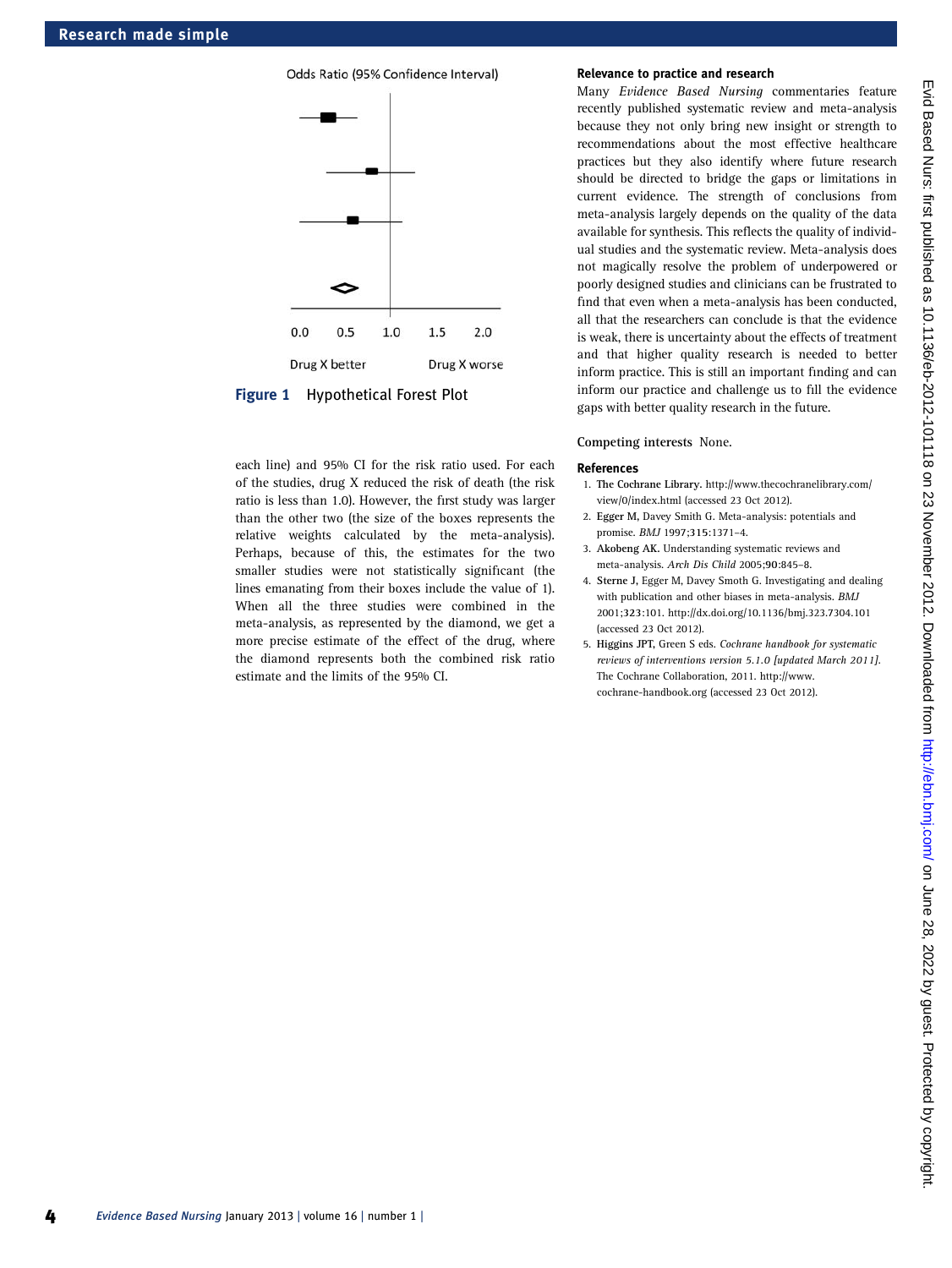Odds Ratio (95% Confidence Interval)

0.0 0.5 1.0 1.5 2.0

Drug X better Drug X worse

**Figure 1** Hypothetical Forest Plot

each line) and 95% CI for the risk ratio used. For each of the studies, drug X reduced the risk of death (the risk ratio is less than 1.0). However, the first study was larger than the other two (the size of the boxes represents the relative weights calculated by the meta-analysis). Perhaps, because of this, the estimates for the two smaller studies were not statistically significant (the lines emanating from their boxes include the value of 1). When all the three studies were combined in the meta-analysis, as represented by the diamond, we get a more precise estimate of the effect of the drug, where the diamond represents both the combined risk ratio estimate and the limits of the 95% CI.

## Relevance to practice and research

Many *Evidence Based Nursing* commentaries feature recently published systematic review and meta-analysis because they not only bring new insight or strength to recommendations about the most effective healthcare practices but they also identify where future research should be directed to bridge the gaps or limitations in current evidence. The strength of conclusions from meta-analysis largely depends on the quality of the data available for synthesis. This reflects the quality of individual studies and the systematic review. Meta-analysis does not magically resolve the problem of underpowered or poorly designed studies and clinicians can be frustrated to find that even when a meta-analysis has been conducted, all that the researchers can conclude is that the evidence is weak, there is uncertainty about the effects of treatment and that higher quality research is needed to better inform practice. This is still an important finding and can inform our practice and challenge us to fill the evidence gaps with better quality research in the future.

**Competing interests** None.

## References

1. The Cochrane Library. http://www.thecochranelibrary.com/view/0/index.html (accessed 23 Oct 2012).
2. Egger M, Davey Smith G. Meta-analysis: potentials and promise. *BMJ* 1997;**315**:1371–4.
3. Akobeng AK. Understanding systematic reviews and meta-analysis. *Arch Dis Child* 2005;**90**:845–8.
4. Sterne J, Egger M, Davey Smoth G. Investigating and dealing with publication and other biases in meta-analysis. *BMJ* 2001;**323**:101. http://dx.doi.org/10.1136/bmj.323.7304.101 (accessed 23 Oct 2012).
5. Higgins JPT, Green S eds. *Cochrane handbook for systematic reviews of interventions version 5.1.0 [updated March 2011]*. The Cochrane Collaboration, 2011. http://www.cochrane-handbook.org (accessed 23 Oct 2012).